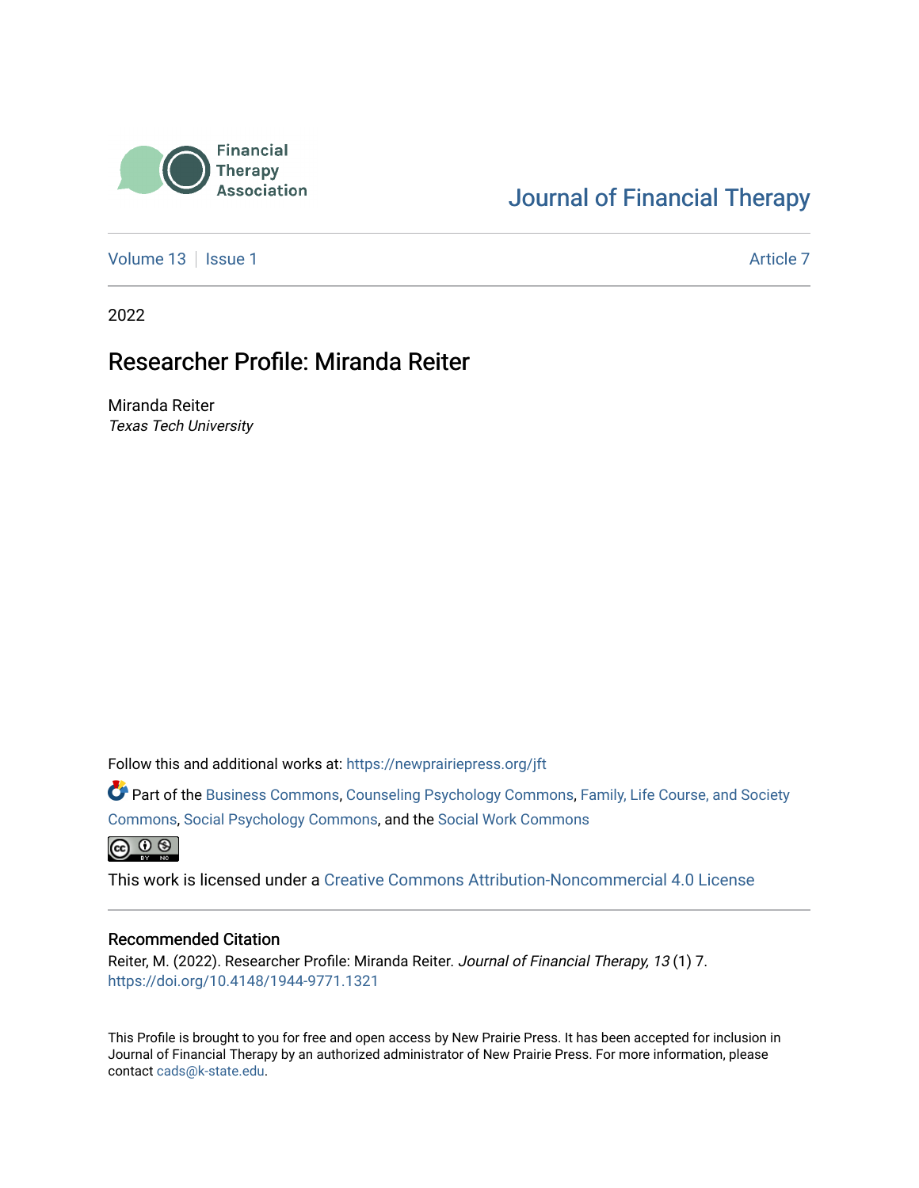Financial Therapy Association

Journal of Financial Therapy

Volume 13 | Issue 1 | Article 7

2022

# Researcher Profile: Miranda Reiter

Miranda Reiter
*Texas Tech University*

Follow this and additional works at: https://newprairiepress.org/jft

Part of the Business Commons, Counseling Psychology Commons, Family, Life Course, and Society Commons, Social Psychology Commons, and the Social Work Commons

This work is licensed under a Creative Commons Attribution-Noncommercial 4.0 License

## Recommended Citation

Reiter, M. (2022). Researcher Profile: Miranda Reiter. *Journal of Financial Therapy, 13* (1) 7.
https://doi.org/10.4148/1944-9771.1321

This Profile is brought to you for free and open access by New Prairie Press. It has been accepted for inclusion in Journal of Financial Therapy by an authorized administrator of New Prairie Press. For more information, please contact cads@k-state.edu.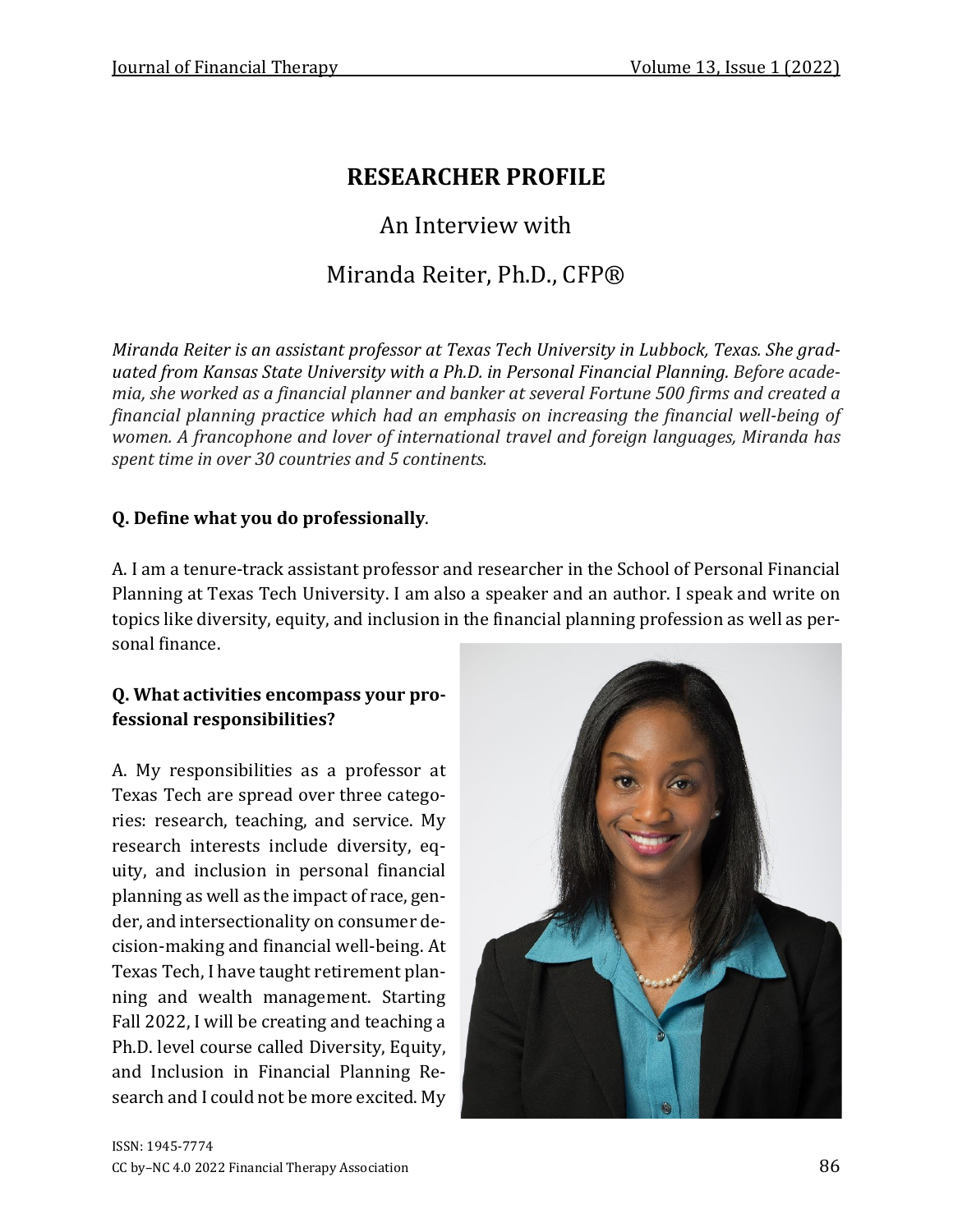# RESEARCHER PROFILE

## An Interview with

## Miranda Reiter, Ph.D., CFP®

*Miranda Reiter is an assistant professor at Texas Tech University in Lubbock, Texas. She graduated from Kansas State University with a Ph.D. in Personal Financial Planning. Before academia, she worked as a financial planner and banker at several Fortune 500 firms and created a financial planning practice which had an emphasis on increasing the financial well-being of women. A francophone and lover of international travel and foreign languages, Miranda has spent time in over 30 countries and 5 continents.*

**Q. Define what you do professionally**.

A. I am a tenure-track assistant professor and researcher in the School of Personal Financial Planning at Texas Tech University. I am also a speaker and an author. I speak and write on topics like diversity, equity, and inclusion in the financial planning profession as well as personal finance.

**Q. What activities encompass your professional responsibilities?**

A. My responsibilities as a professor at Texas Tech are spread over three categories: research, teaching, and service. My research interests include diversity, equity, and inclusion in personal financial planning as well as the impact of race, gender, and intersectionality on consumer decision-making and financial well-being. At Texas Tech, I have taught retirement planning and wealth management. Starting Fall 2022, I will be creating and teaching a Ph.D. level course called Diversity, Equity, and Inclusion in Financial Planning Research and I could not be more excited. My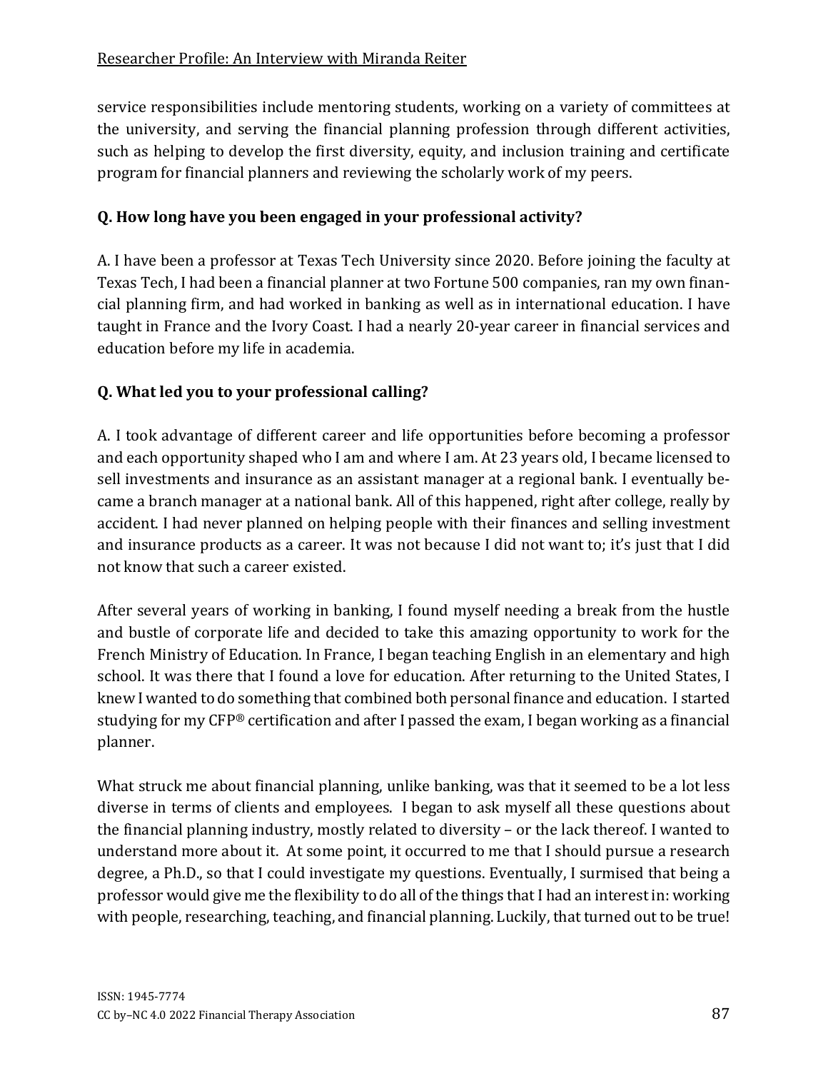service responsibilities include mentoring students, working on a variety of committees at the university, and serving the financial planning profession through different activities, such as helping to develop the first diversity, equity, and inclusion training and certificate program for financial planners and reviewing the scholarly work of my peers.

**Q. How long have you been engaged in your professional activity?**

A. I have been a professor at Texas Tech University since 2020. Before joining the faculty at Texas Tech, I had been a financial planner at two Fortune 500 companies, ran my own financial planning firm, and had worked in banking as well as in international education. I have taught in France and the Ivory Coast. I had a nearly 20-year career in financial services and education before my life in academia.

**Q. What led you to your professional calling?**

A. I took advantage of different career and life opportunities before becoming a professor and each opportunity shaped who I am and where I am. At 23 years old, I became licensed to sell investments and insurance as an assistant manager at a regional bank. I eventually became a branch manager at a national bank. All of this happened, right after college, really by accident. I had never planned on helping people with their finances and selling investment and insurance products as a career. It was not because I did not want to; it's just that I did not know that such a career existed.

After several years of working in banking, I found myself needing a break from the hustle and bustle of corporate life and decided to take this amazing opportunity to work for the French Ministry of Education. In France, I began teaching English in an elementary and high school. It was there that I found a love for education. After returning to the United States, I knew I wanted to do something that combined both personal finance and education. I started studying for my CFP® certification and after I passed the exam, I began working as a financial planner.

What struck me about financial planning, unlike banking, was that it seemed to be a lot less diverse in terms of clients and employees. I began to ask myself all these questions about the financial planning industry, mostly related to diversity – or the lack thereof. I wanted to understand more about it. At some point, it occurred to me that I should pursue a research degree, a Ph.D., so that I could investigate my questions. Eventually, I surmised that being a professor would give me the flexibility to do all of the things that I had an interest in: working with people, researching, teaching, and financial planning. Luckily, that turned out to be true!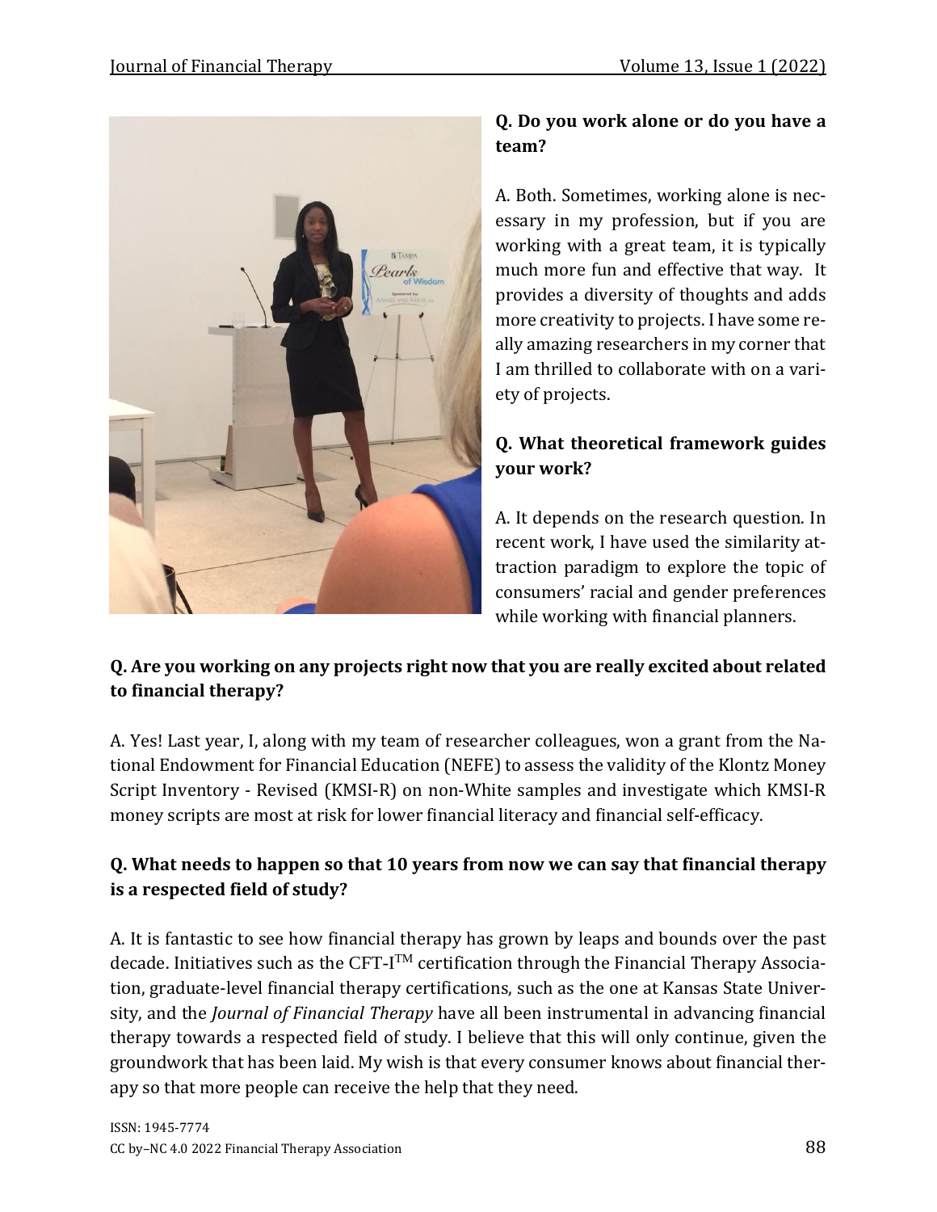**Q. Do you work alone or do you have a team?**

A. Both. Sometimes, working alone is necessary in my profession, but if you are working with a great team, it is typically much more fun and effective that way. It provides a diversity of thoughts and adds more creativity to projects. I have some really amazing researchers in my corner that I am thrilled to collaborate with on a variety of projects.

**Q. What theoretical framework guides your work?**

A. It depends on the research question. In recent work, I have used the similarity attraction paradigm to explore the topic of consumers' racial and gender preferences while working with financial planners.

**Q. Are you working on any projects right now that you are really excited about related to financial therapy?**

A. Yes! Last year, I, along with my team of researcher colleagues, won a grant from the National Endowment for Financial Education (NEFE) to assess the validity of the Klontz Money Script Inventory - Revised (KMSI-R) on non-White samples and investigate which KMSI-R money scripts are most at risk for lower financial literacy and financial self-efficacy.

**Q. What needs to happen so that 10 years from now we can say that financial therapy is a respected field of study?**

A. It is fantastic to see how financial therapy has grown by leaps and bounds over the past decade. Initiatives such as the CFT-I™ certification through the Financial Therapy Association, graduate-level financial therapy certifications, such as the one at Kansas State University, and the *Journal of Financial Therapy* have all been instrumental in advancing financial therapy towards a respected field of study. I believe that this will only continue, given the groundwork that has been laid. My wish is that every consumer knows about financial therapy so that more people can receive the help that they need.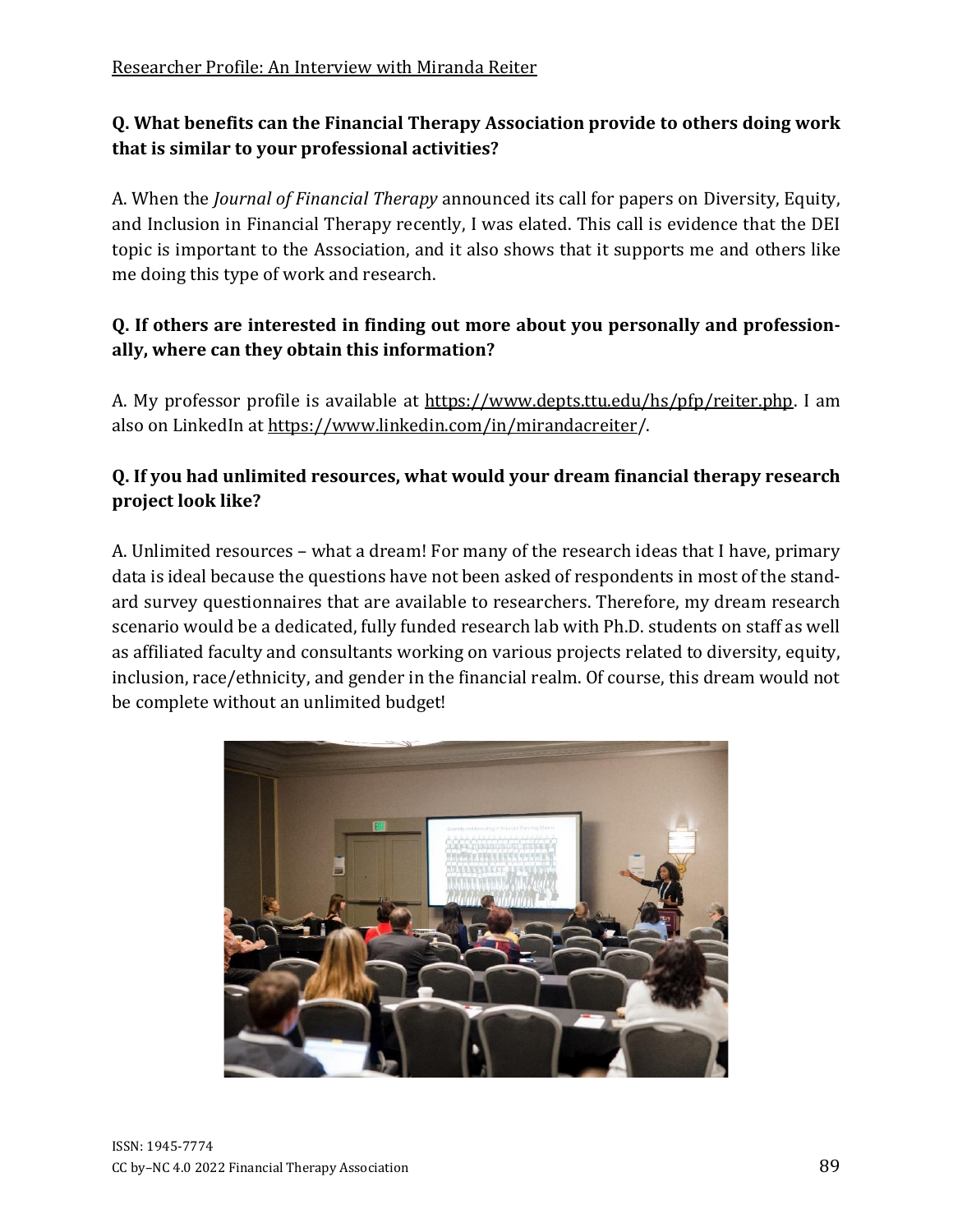**Q. What benefits can the Financial Therapy Association provide to others doing work that is similar to your professional activities?**

A. When the *Journal of Financial Therapy* announced its call for papers on Diversity, Equity, and Inclusion in Financial Therapy recently, I was elated. This call is evidence that the DEI topic is important to the Association, and it also shows that it supports me and others like me doing this type of work and research.

**Q. If others are interested in finding out more about you personally and professionally, where can they obtain this information?**

A. My professor profile is available at https://www.depts.ttu.edu/hs/pfp/reiter.php. I am also on LinkedIn at https://www.linkedin.com/in/mirandacreiter/.

**Q. If you had unlimited resources, what would your dream financial therapy research project look like?**

A. Unlimited resources – what a dream! For many of the research ideas that I have, primary data is ideal because the questions have not been asked of respondents in most of the standard survey questionnaires that are available to researchers. Therefore, my dream research scenario would be a dedicated, fully funded research lab with Ph.D. students on staff as well as affiliated faculty and consultants working on various projects related to diversity, equity, inclusion, race/ethnicity, and gender in the financial realm. Of course, this dream would not be complete without an unlimited budget!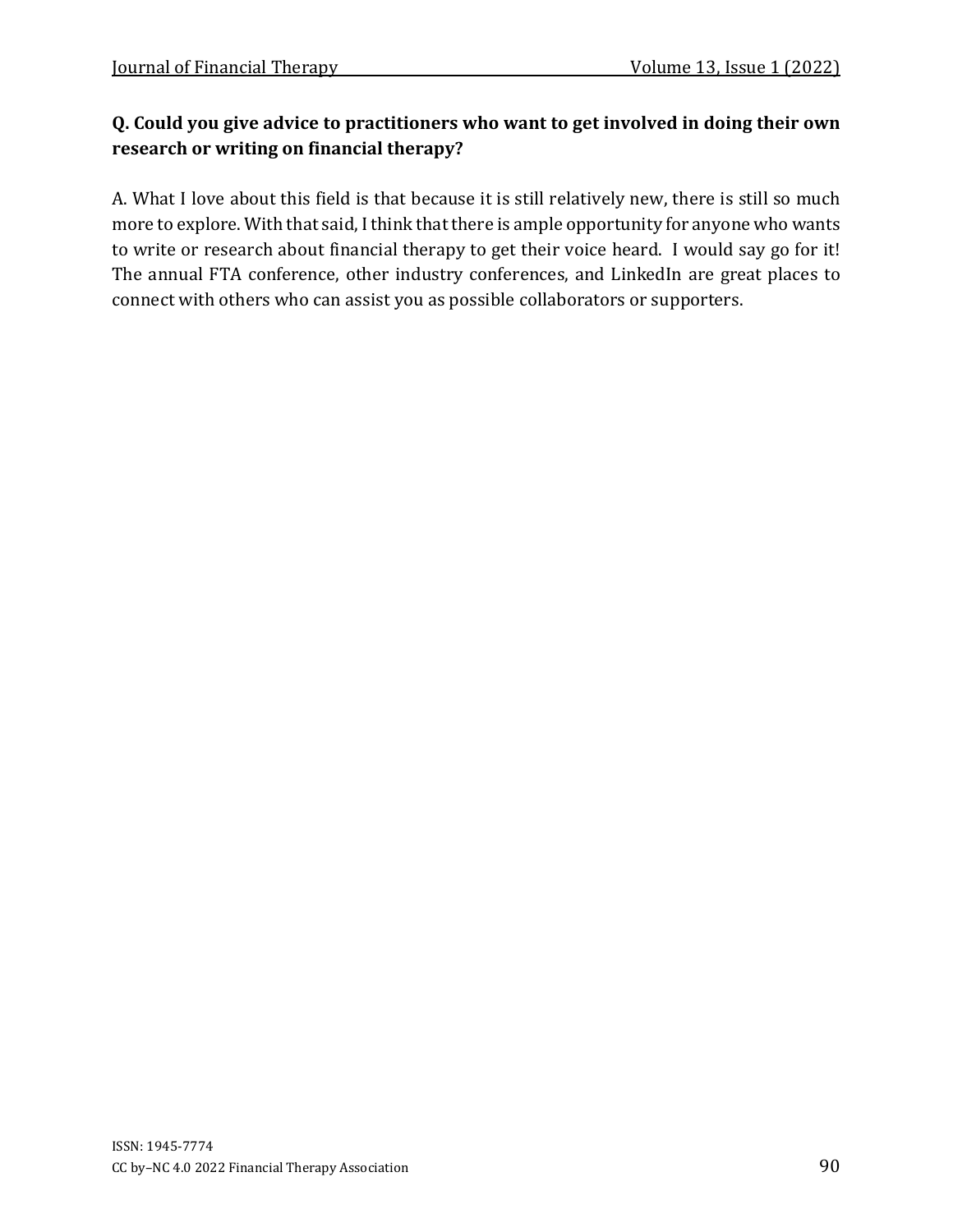**Q. Could you give advice to practitioners who want to get involved in doing their own research or writing on financial therapy?**

A. What I love about this field is that because it is still relatively new, there is still so much more to explore. With that said, I think that there is ample opportunity for anyone who wants to write or research about financial therapy to get their voice heard. I would say go for it! The annual FTA conference, other industry conferences, and LinkedIn are great places to connect with others who can assist you as possible collaborators or supporters.